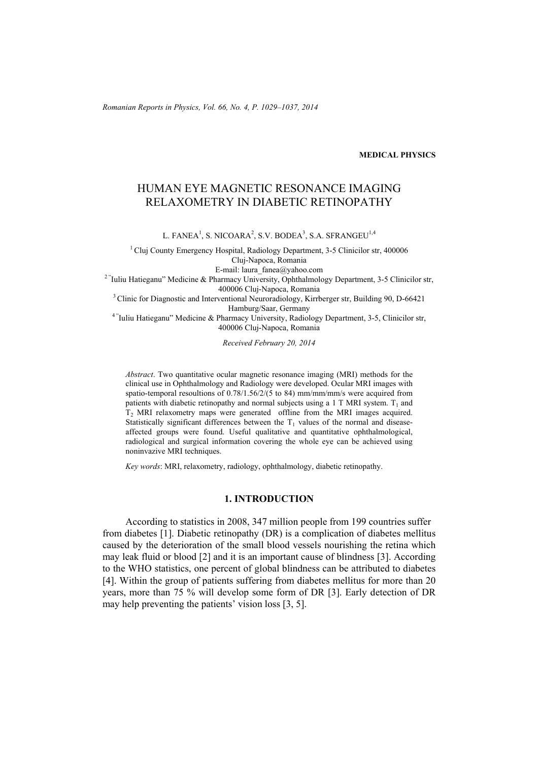MEDICAL PHYSICS

# HUMAN EYE MAGNETIC RESONANCE IMAGING RELAXOMETRY IN DIABETIC RETINOPATHY

L. FANEA[1], S. NICOARA[2], S.V. BODEA[3], S.A. SFRANGEU[1,4]

[1] Cluj County Emergency Hospital, Radiology Department, 3-5 Clinicilor str, 400006 Cluj-Napoca, Romania
E-mail: laura_fanea@yahoo.com

[2] "Iuliu Hatieganu" Medicine & Pharmacy University, Ophthalmology Department, 3-5 Clinicilor str, 400006 Cluj-Napoca, Romania

[3] Clinic for Diagnostic and Interventional Neuroradiology, Kirrberger str, Building 90, D-66421 Hamburg/Saar, Germany

[4] "Iuliu Hatieganu" Medicine & Pharmacy University, Radiology Department, 3-5, Clinicilor str, 400006 Cluj-Napoca, Romania

*Received February 20, 2014*

*Abstract*. Two quantitative ocular magnetic resonance imaging (MRI) methods for the clinical use in Ophthalmology and Radiology were developed. Ocular MRI images with spatio-temporal resoultions of 0.78/1.56/2/(5 to 84) mm/mm/mm/s were acquired from patients with diabetic retinopathy and normal subjects using a 1 T MRI system. $T_1$ and $T_2$ MRI relaxometry maps were generated offline from the MRI images acquired. Statistically significant differences between the $T_1$ values of the normal and disease-affected groups were found. Useful qualitative and quantitative ophthalmological, radiological and surgical information covering the whole eye can be achieved using noninvazive MRI techniques.

*Key words*: MRI, relaxometry, radiology, ophthalmology, diabetic retinopathy.

## 1. INTRODUCTION

According to statistics in 2008, 347 million people from 199 countries suffer from diabetes [1]. Diabetic retinopathy (DR) is a complication of diabetes mellitus caused by the deterioration of the small blood vessels nourishing the retina which may leak fluid or blood [2] and it is an important cause of blindness [3]. According to the WHO statistics, one percent of global blindness can be attributed to diabetes [4]. Within the group of patients suffering from diabetes mellitus for more than 20 years, more than 75 % will develop some form of DR [3]. Early detection of DR may help preventing the patients' vision loss [3, 5].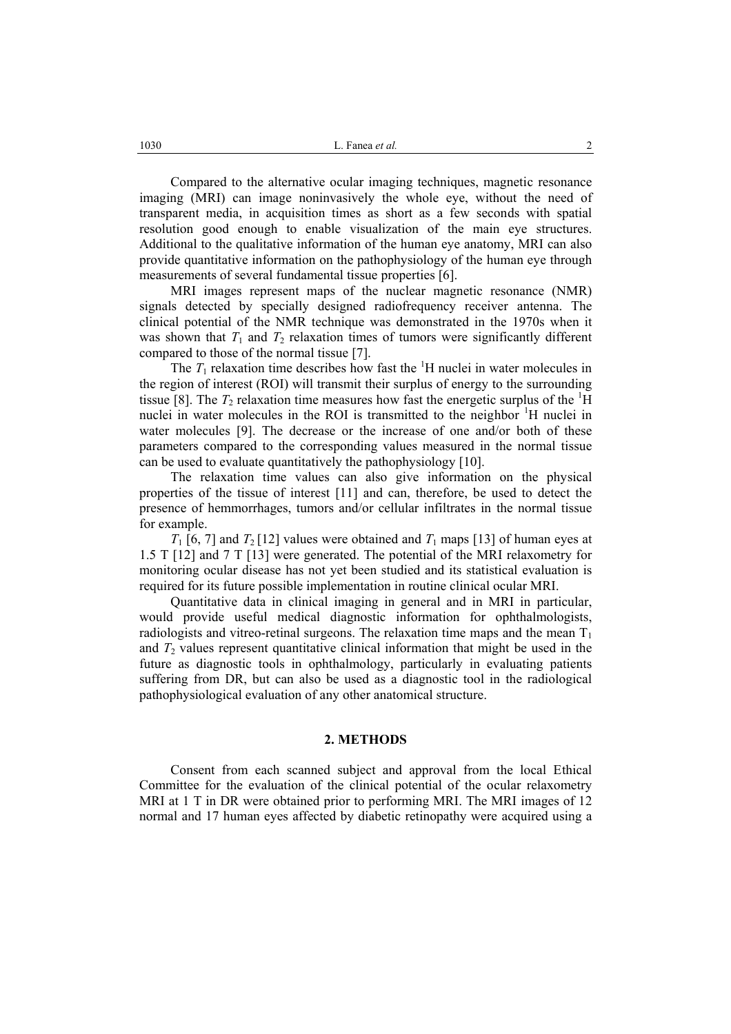Compared to the alternative ocular imaging techniques, magnetic resonance imaging (MRI) can image noninvasively the whole eye, without the need of transparent media, in acquisition times as short as a few seconds with spatial resolution good enough to enable visualization of the main eye structures. Additional to the qualitative information of the human eye anatomy, MRI can also provide quantitative information on the pathophysiology of the human eye through measurements of several fundamental tissue properties [6].

MRI images represent maps of the nuclear magnetic resonance (NMR) signals detected by specially designed radiofrequency receiver antenna. The clinical potential of the NMR technique was demonstrated in the 1970s when it was shown that $T_1$ and $T_2$ relaxation times of tumors were significantly different compared to those of the normal tissue [7].

The $T_1$ relaxation time describes how fast the $^1$H nuclei in water molecules in the region of interest (ROI) will transmit their surplus of energy to the surrounding tissue [8]. The $T_2$ relaxation time measures how fast the energetic surplus of the $^1$H nuclei in water molecules in the ROI is transmitted to the neighbor $^1$H nuclei in water molecules [9]. The decrease or the increase of one and/or both of these parameters compared to the corresponding values measured in the normal tissue can be used to evaluate quantitatively the pathophysiology [10].

The relaxation time values can also give information on the physical properties of the tissue of interest [11] and can, therefore, be used to detect the presence of hemmorrhages, tumors and/or cellular infiltrates in the normal tissue for example.

$T_1$ [6, 7] and $T_2$ [12] values were obtained and $T_1$ maps [13] of human eyes at 1.5 T [12] and 7 T [13] were generated. The potential of the MRI relaxometry for monitoring ocular disease has not yet been studied and its statistical evaluation is required for its future possible implementation in routine clinical ocular MRI.

Quantitative data in clinical imaging in general and in MRI in particular, would provide useful medical diagnostic information for ophthalmologists, radiologists and vitreo-retinal surgeons. The relaxation time maps and the mean $T_1$ and $T_2$ values represent quantitative clinical information that might be used in the future as diagnostic tools in ophthalmology, particularly in evaluating patients suffering from DR, but can also be used as a diagnostic tool in the radiological pathophysiological evaluation of any other anatomical structure.

## 2. METHODS

Consent from each scanned subject and approval from the local Ethical Committee for the evaluation of the clinical potential of the ocular relaxometry MRI at 1 T in DR were obtained prior to performing MRI. The MRI images of 12 normal and 17 human eyes affected by diabetic retinopathy were acquired using a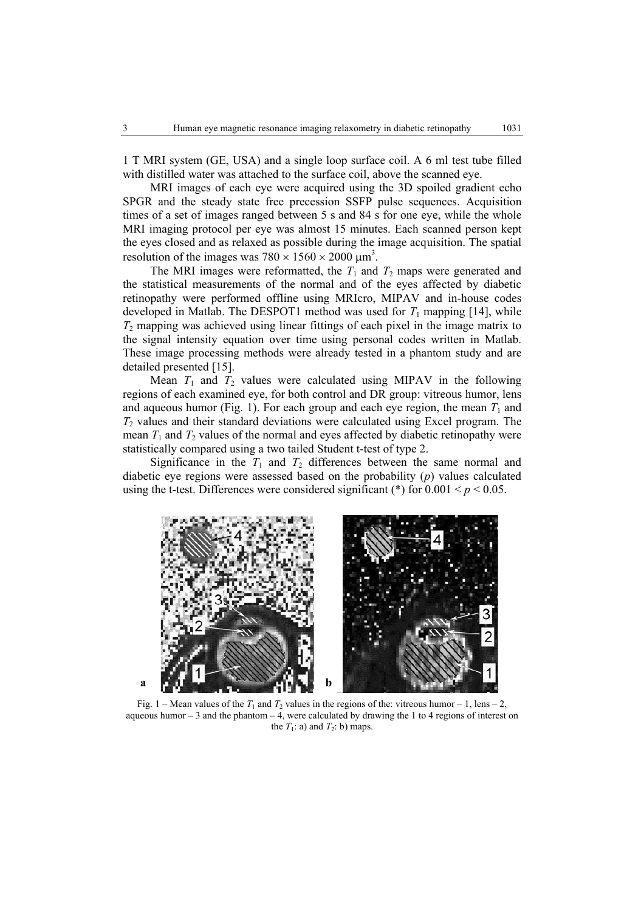1 T MRI system (GE, USA) and a single loop surface coil. A 6 ml test tube filled with distilled water was attached to the surface coil, above the scanned eye.

MRI images of each eye were acquired using the 3D spoiled gradient echo SPGR and the steady state free precession SSFP pulse sequences. Acquisition times of a set of images ranged between 5 s and 84 s for one eye, while the whole MRI imaging protocol per eye was almost 15 minutes. Each scanned person kept the eyes closed and as relaxed as possible during the image acquisition. The spatial resolution of the images was $780 \times 1560 \times 2000\ \mu\text{m}^3$.

The MRI images were reformatted, the $T_1$ and $T_2$ maps were generated and the statistical measurements of the normal and of the eyes affected by diabetic retinopathy were performed offline using MRIcro, MIPAV and in-house codes developed in Matlab. The DESPOT1 method was used for $T_1$ mapping [14], while $T_2$ mapping was achieved using linear fittings of each pixel in the image matrix to the signal intensity equation over time using personal codes written in Matlab. These image processing methods were already tested in a phantom study and are detailed presented [15].

Mean $T_1$ and $T_2$ values were calculated using MIPAV in the following regions of each examined eye, for both control and DR group: vitreous humor, lens and aqueous humor (Fig. 1). For each group and each eye region, the mean $T_1$ and $T_2$ values and their standard deviations were calculated using Excel program. The mean $T_1$ and $T_2$ values of the normal and eyes affected by diabetic retinopathy were statistically compared using a two tailed Student t-test of type 2.

Significance in the $T_1$ and $T_2$ differences between the same normal and diabetic eye regions were assessed based on the probability ($p$) values calculated using the t-test. Differences were considered significant (*) for $0.001 < p < 0.05$.

Fig. 1 – Mean values of the $T_1$ and $T_2$ values in the regions of the: vitreous humor – 1, lens – 2, aqueous humor – 3 and the phantom – 4, were calculated by drawing the 1 to 4 regions of interest on the $T_1$: a) and $T_2$: b) maps.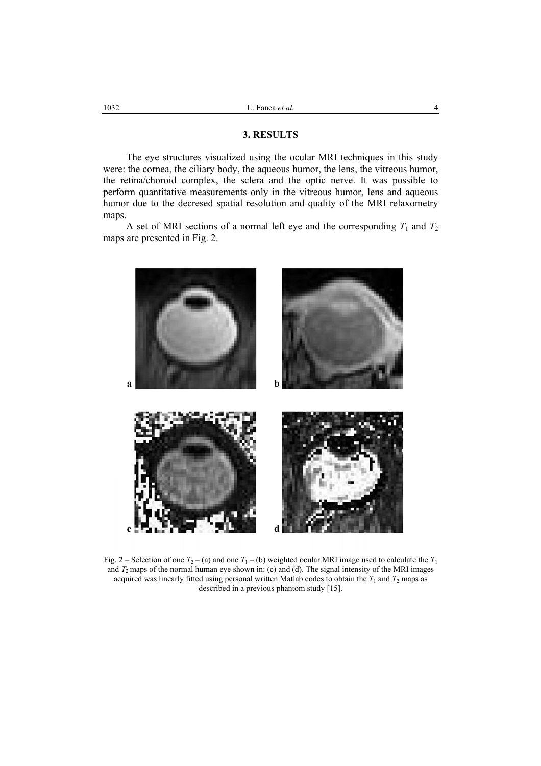## 3. RESULTS

The eye structures visualized using the ocular MRI techniques in this study were: the cornea, the ciliary body, the aqueous humor, the lens, the vitreous humor, the retina/choroid complex, the sclera and the optic nerve. It was possible to perform quantitative measurements only in the vitreous humor, lens and aqueous humor due to the decresed spatial resolution and quality of the MRI relaxometry maps.

A set of MRI sections of a normal left eye and the corresponding $T_1$ and $T_2$ maps are presented in Fig. 2.

Fig. 2 – Selection of one $T_2$ – (a) and one $T_1$ – (b) weighted ocular MRI image used to calculate the $T_1$ and $T_2$ maps of the normal human eye shown in: (c) and (d). The signal intensity of the MRI images acquired was linearly fitted using personal written Matlab codes to obtain the $T_1$ and $T_2$ maps as described in a previous phantom study [15].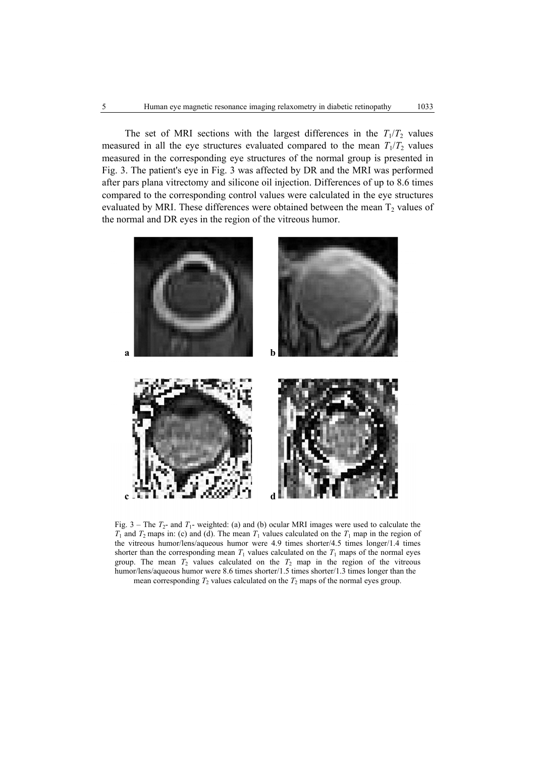The set of MRI sections with the largest differences in the $T_1/T_2$ values measured in all the eye structures evaluated compared to the mean $T_1/T_2$ values measured in the corresponding eye structures of the normal group is presented in Fig. 3. The patient's eye in Fig. 3 was affected by DR and the MRI was performed after pars plana vitrectomy and silicone oil injection. Differences of up to 8.6 times compared to the corresponding control values were calculated in the eye structures evaluated by MRI. These differences were obtained between the mean $T_2$ values of the normal and DR eyes in the region of the vitreous humor.

Fig. 3 – The $T_2$- and $T_1$- weighted: (a) and (b) ocular MRI images were used to calculate the $T_1$ and $T_2$ maps in: (c) and (d). The mean $T_1$ values calculated on the $T_1$ map in the region of the vitreous humor/lens/aqueous humor were 4.9 times shorter/4.5 times longer/1.4 times shorter than the corresponding mean $T_1$ values calculated on the $T_1$ maps of the normal eyes group. The mean $T_2$ values calculated on the $T_2$ map in the region of the vitreous humor/lens/aqueous humor were 8.6 times shorter/1.5 times shorter/1.3 times longer than the mean corresponding $T_2$ values calculated on the $T_2$ maps of the normal eyes group.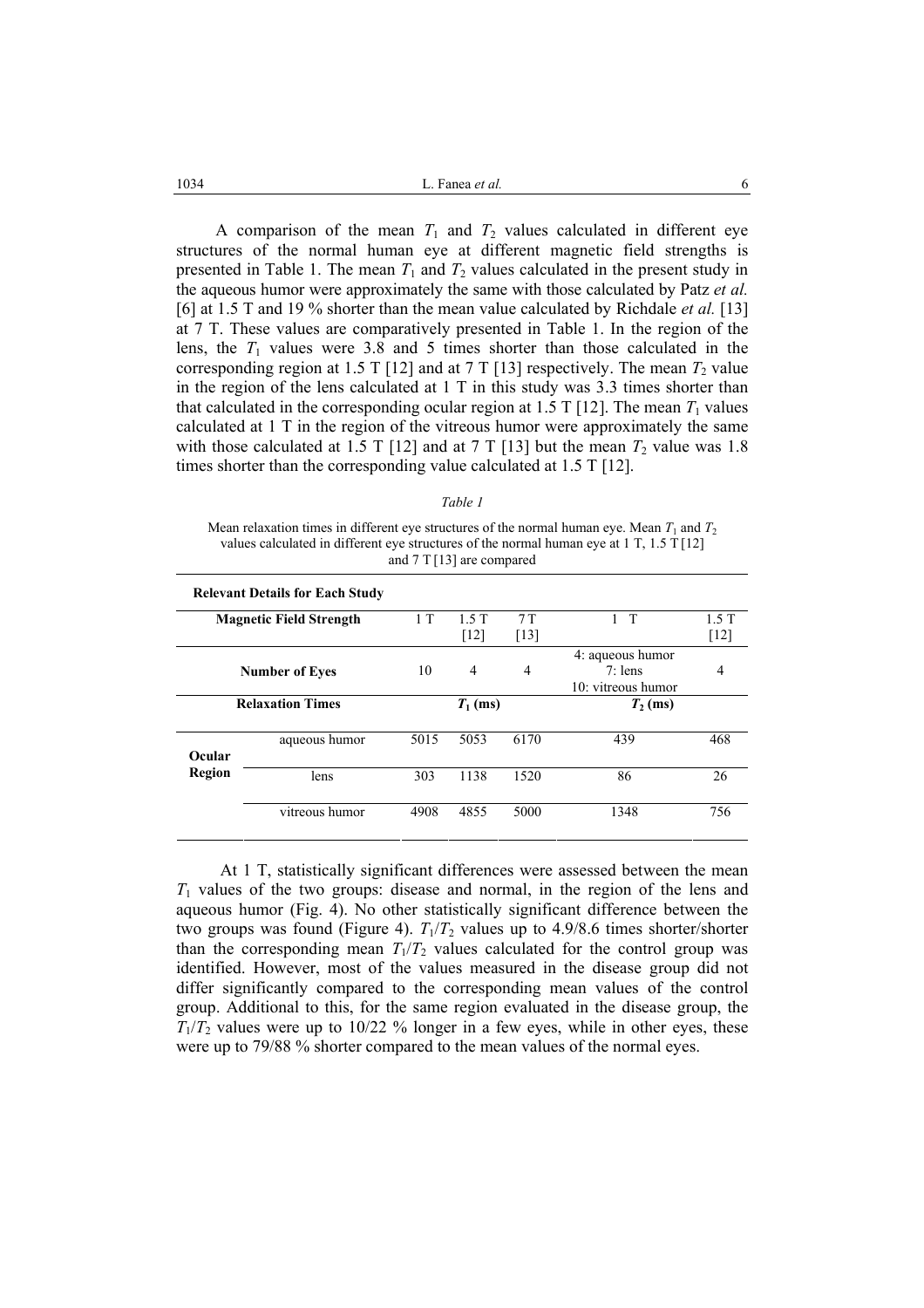A comparison of the mean $T_1$ and $T_2$ values calculated in different eye structures of the normal human eye at different magnetic field strengths is presented in Table 1. The mean $T_1$ and $T_2$ values calculated in the present study in the aqueous humor were approximately the same with those calculated by Patz *et al.* [6] at 1.5 T and 19 % shorter than the mean value calculated by Richdale *et al.* [13] at 7 T. These values are comparatively presented in Table 1. In the region of the lens, the $T_1$ values were 3.8 and 5 times shorter than those calculated in the corresponding region at 1.5 T [12] and at 7 T [13] respectively. The mean $T_2$ value in the region of the lens calculated at 1 T in this study was 3.3 times shorter than that calculated in the corresponding ocular region at 1.5 T [12]. The mean $T_1$ values calculated at 1 T in the region of the vitreous humor were approximately the same with those calculated at 1.5 T [12] and at 7 T [13] but the mean $T_2$ value was 1.8 times shorter than the corresponding value calculated at 1.5 T [12].

*Table 1*

Mean relaxation times in different eye structures of the normal human eye. Mean $T_1$ and $T_2$ values calculated in different eye structures of the normal human eye at 1 T, 1.5 T [12] and 7 T [13] are compared

| **Relevant Details for Each Study** | | | | | | |
|---|---|---|---|---|---|---|
| **Magnetic Field Strength** | | 1 T | 1.5 T [12] | 7 T [13] | 1 T | 1.5 T [12] |
| **Number of Eyes** | | 10 | 4 | 4 | 4: aqueous humor<br>7: lens<br>10: vitreous humor | 4 |
| **Relaxation Times** | | $T_1$ (ms) | | | $T_2$ (ms) | |
| **Ocular Region** | aqueous humor | 5015 | 5053 | 6170 | 439 | 468 |
| | lens | 303 | 1138 | 1520 | 86 | 26 |
| | vitreous humor | 4908 | 4855 | 5000 | 1348 | 756 |

At 1 T, statistically significant differences were assessed between the mean $T_1$ values of the two groups: disease and normal, in the region of the lens and aqueous humor (Fig. 4). No other statistically significant difference between the two groups was found (Figure 4). $T_1/T_2$ values up to 4.9/8.6 times shorter/shorter than the corresponding mean $T_1/T_2$ values calculated for the control group was identified. However, most of the values measured in the disease group did not differ significantly compared to the corresponding mean values of the control group. Additional to this, for the same region evaluated in the disease group, the $T_1/T_2$ values were up to 10/22 % longer in a few eyes, while in other eyes, these were up to 79/88 % shorter compared to the mean values of the normal eyes.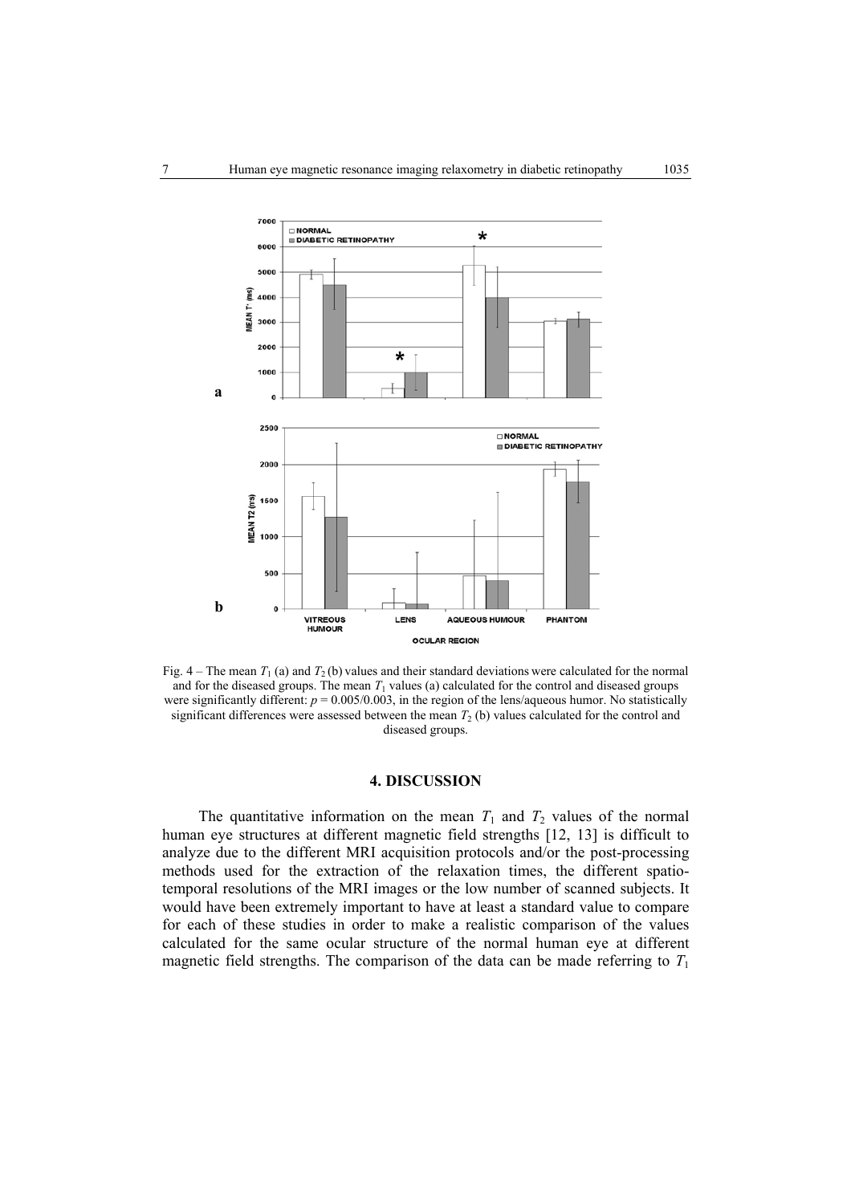Fig. 4 – The mean $T_1$ (a) and $T_2$ (b) values and their standard deviations were calculated for the normal and for the diseased groups. The mean $T_1$ values (a) calculated for the control and diseased groups were significantly different: $p = 0.005/0.003$, in the region of the lens/aqueous humor. No statistically significant differences were assessed between the mean $T_2$ (b) values calculated for the control and diseased groups.

## 4. DISCUSSION

The quantitative information on the mean $T_1$ and $T_2$ values of the normal human eye structures at different magnetic field strengths [12, 13] is difficult to analyze due to the different MRI acquisition protocols and/or the post-processing methods used for the extraction of the relaxation times, the different spatio-temporal resolutions of the MRI images or the low number of scanned subjects. It would have been extremely important to have at least a standard value to compare for each of these studies in order to make a realistic comparison of the values calculated for the same ocular structure of the normal human eye at different magnetic field strengths. The comparison of the data can be made referring to $T_1$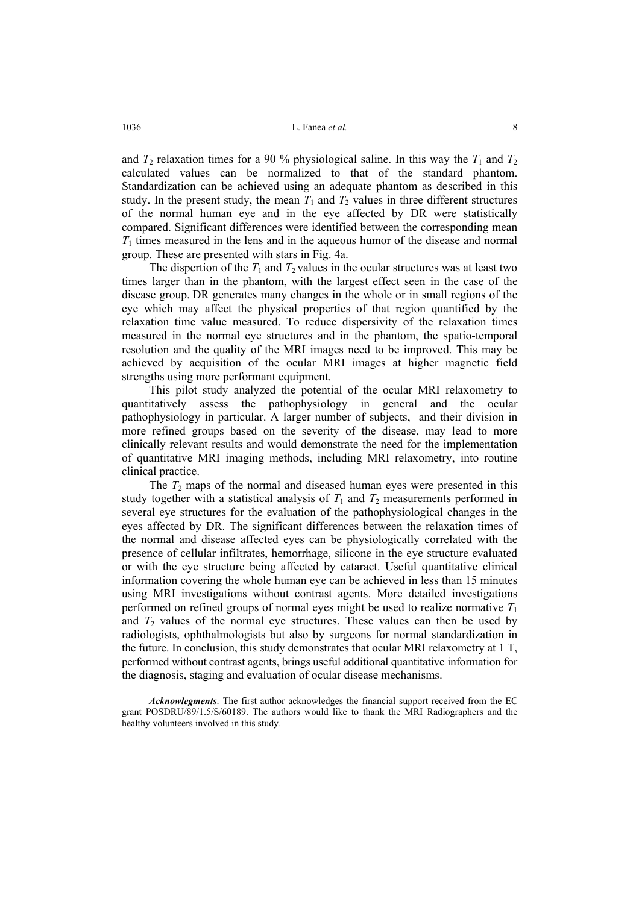and $T_2$ relaxation times for a 90 % physiological saline. In this way the $T_1$ and $T_2$ calculated values can be normalized to that of the standard phantom. Standardization can be achieved using an adequate phantom as described in this study. In the present study, the mean $T_1$ and $T_2$ values in three different structures of the normal human eye and in the eye affected by DR were statistically compared. Significant differences were identified between the corresponding mean $T_1$ times measured in the lens and in the aqueous humor of the disease and normal group. These are presented with stars in Fig. 4a.

The dispertion of the $T_1$ and $T_2$ values in the ocular structures was at least two times larger than in the phantom, with the largest effect seen in the case of the disease group. DR generates many changes in the whole or in small regions of the eye which may affect the physical properties of that region quantified by the relaxation time value measured. To reduce dispersivity of the relaxation times measured in the normal eye structures and in the phantom, the spatio-temporal resolution and the quality of the MRI images need to be improved. This may be achieved by acquisition of the ocular MRI images at higher magnetic field strengths using more performant equipment.

This pilot study analyzed the potential of the ocular MRI relaxometry to quantitatively assess the pathophysiology in general and the ocular pathophysiology in particular. A larger number of subjects, and their division in more refined groups based on the severity of the disease, may lead to more clinically relevant results and would demonstrate the need for the implementation of quantitative MRI imaging methods, including MRI relaxometry, into routine clinical practice.

The $T_2$ maps of the normal and diseased human eyes were presented in this study together with a statistical analysis of $T_1$ and $T_2$ measurements performed in several eye structures for the evaluation of the pathophysiological changes in the eyes affected by DR. The significant differences between the relaxation times of the normal and disease affected eyes can be physiologically correlated with the presence of cellular infiltrates, hemorrhage, silicone in the eye structure evaluated or with the eye structure being affected by cataract. Useful quantitative clinical information covering the whole human eye can be achieved in less than 15 minutes using MRI investigations without contrast agents. More detailed investigations performed on refined groups of normal eyes might be used to realize normative $T_1$ and $T_2$ values of the normal eye structures. These values can then be used by radiologists, ophthalmologists but also by surgeons for normal standardization in the future. In conclusion, this study demonstrates that ocular MRI relaxometry at 1 T, performed without contrast agents, brings useful additional quantitative information for the diagnosis, staging and evaluation of ocular disease mechanisms.

***Acknowlegments***. The first author acknowledges the financial support received from the EC grant POSDRU/89/1.5/S/60189. The authors would like to thank the MRI Radiographers and the healthy volunteers involved in this study.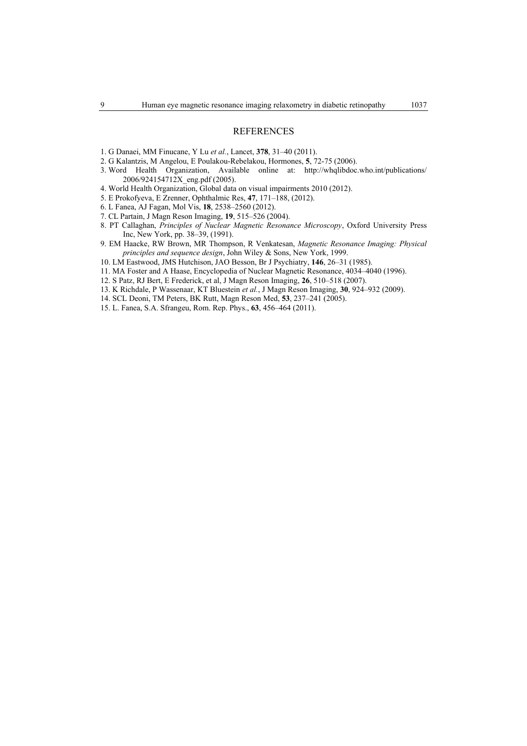## REFERENCES

1. G Danaei, MM Finucane, Y Lu *et al.*, Lancet, **378**, 31–40 (2011).
2. G Kalantzis, M Angelou, E Poulakou-Rebelakou, Hormones, **5**, 72-75 (2006).
3. Word Health Organization, Available online at: http://whqlibdoc.who.int/publications/2006/924154712X_eng.pdf (2005).
4. World Health Organization, Global data on visual impairments 2010 (2012).
5. E Prokofyeva, E Zrenner, Ophthalmic Res, **47**, 171–188, (2012).
6. L Fanea, AJ Fagan, Mol Vis, **18**, 2538–2560 (2012).
7. CL Partain, J Magn Reson Imaging, **19**, 515–526 (2004).
8. PT Callaghan, *Principles of Nuclear Magnetic Resonance Microscopy*, Oxford University Press Inc, New York, pp. 38–39, (1991).
9. EM Haacke, RW Brown, MR Thompson, R Venkatesan, *Magnetic Resonance Imaging: Physical principles and sequence design*, John Wiley & Sons, New York, 1999.
10. LM Eastwood, JMS Hutchison, JAO Besson, Br J Psychiatry, **146**, 26–31 (1985).
11. MA Foster and A Haase, Encyclopedia of Nuclear Magnetic Resonance, 4034–4040 (1996).
12. S Patz, RJ Bert, E Frederick, et al, J Magn Reson Imaging, **26**, 510–518 (2007).
13. K Richdale, P Wassenaar, KT Bluestein *et al.*, J Magn Reson Imaging, **30**, 924–932 (2009).
14. SCL Deoni, TM Peters, BK Rutt, Magn Reson Med, **53**, 237–241 (2005).
15. L. Fanea, S.A. Sfrangeu, Rom. Rep. Phys., **63**, 456–464 (2011).